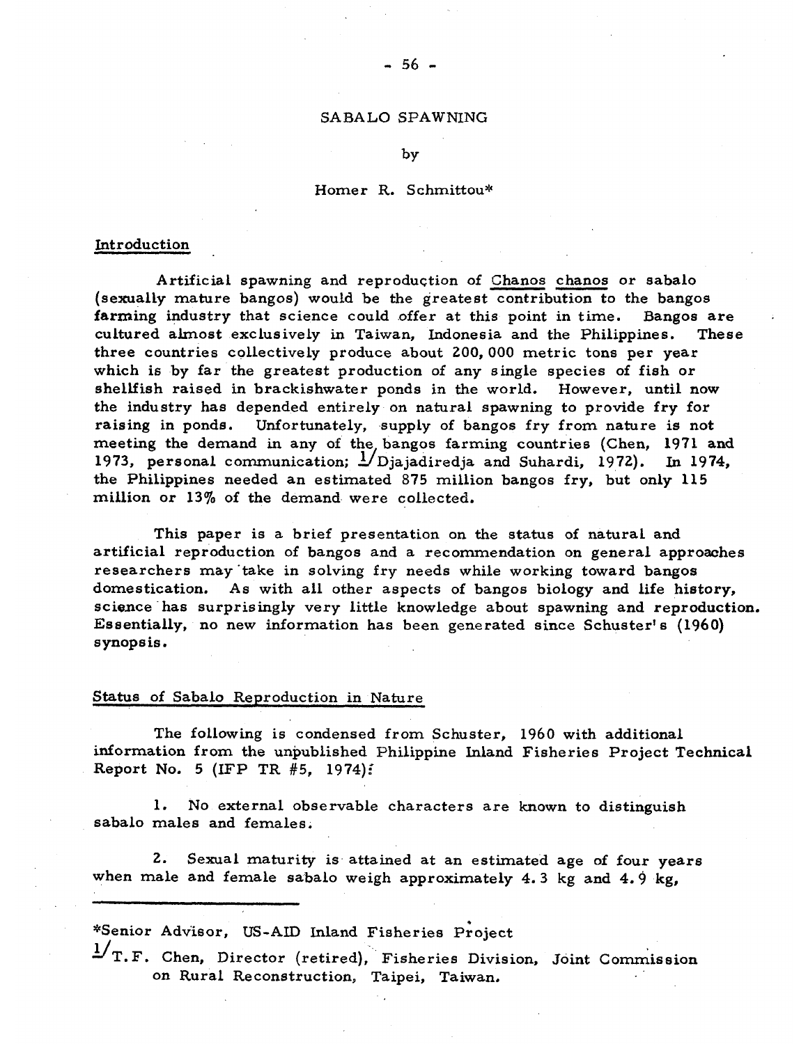# SABALO SPAWNING

by

Homer R. Schmittou*

## Introduction

Artificial spawning and reproduction of Chanos chanos or sabalo (sexually mature bangos) would be the greatest contribution to the bangos farming industry that science could offer at this point in time. Bangos are cultured almost exclusively in Taiwan, Indonesia and the Philippines. These three countries collectively produce about 200,000 metric tons per year which is by far the greatest production of any single species of fish or shellfish raised in brackishwater ponds in the world. However, until now the industry has depended entirely on natural spawning to provide fry for raising in ponds. Unfortunately, supply of bangos fry from nature is not meeting the demand in any of the bangos farming countries (Chen, 1971 and 1973, personal communication; [1]Djajadiredja and Suhardi, 1972). In 1974, the Philippines needed an estimated 875 million bangos fry, but only 115 million or 13% of the demand were collected.

This paper is a brief presentation on the status of natural and artificial reproduction of bangos and a recommendation on general approaches researchers may take in solving fry needs while working toward bangos domestication. As with all other aspects of bangos biology and life history, science has surprisingly very little knowledge about spawning and reproduction. Essentially, no new information has been generated since Schuster's (1960) synopsis.

## Status of Sabalo Reproduction in Nature

The following is condensed from Schuster, 1960 with additional information from the unpublished Philippine Inland Fisheries Project Technical Report No. 5 (IFP TR #5, 1974):

1. No external observable characters are known to distinguish sabalo males and females.

2. Sexual maturity is attained at an estimated age of four years when male and female sabalo weigh approximately 4.3 kg and 4.9 kg,

---

*Senior Advisor, US-AID Inland Fisheries Project

[1] T.F. Chen, Director (retired), Fisheries Division, Joint Commission on Rural Reconstruction, Taipei, Taiwan.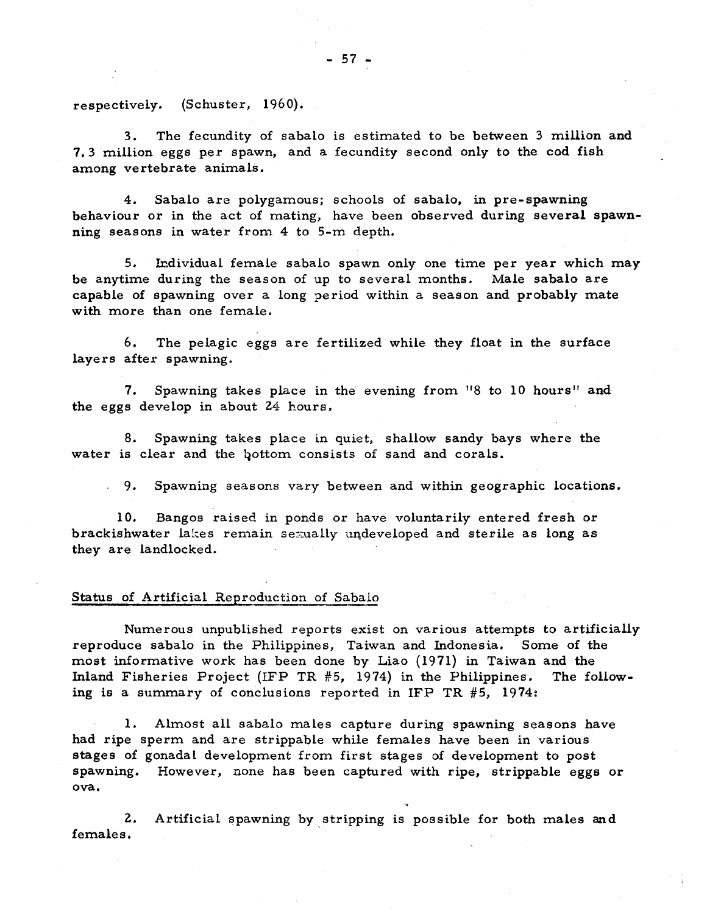respectively. (Schuster, 1960).

3. The fecundity of sabalo is estimated to be between 3 million and 7.3 million eggs per spawn, and a fecundity second only to the cod fish among vertebrate animals.

4. Sabalo are polygamous; schools of sabalo, in pre-spawning behaviour or in the act of mating, have been observed during several spawnning seasons in water from 4 to 5-m depth.

5. Individual female sabalo spawn only one time per year which may be anytime during the season of up to several months. Male sabalo are capable of spawning over a long period within a season and probably mate with more than one female.

6. The pelagic eggs are fertilized while they float in the surface layers after spawning.

7. Spawning takes place in the evening from "8 to 10 hours" and the eggs develop in about 24 hours.

8. Spawning takes place in quiet, shallow sandy bays where the water is clear and the bottom consists of sand and corals.

9. Spawning seasons vary between and within geographic locations.

10. Bangos raised in ponds or have voluntarily entered fresh or brackishwater lakes remain sexually undeveloped and sterile as long as they are landlocked.

## Status of Artificial Reproduction of Sabalo

Numerous unpublished reports exist on various attempts to artificially reproduce sabalo in the Philippines, Taiwan and Indonesia. Some of the most informative work has been done by Liao (1971) in Taiwan and the Inland Fisheries Project (IFP TR #5, 1974) in the Philippines. The following is a summary of conclusions reported in IFP TR #5, 1974:

1. Almost all sabalo males capture during spawning seasons have had ripe sperm and are strippable while females have been in various stages of gonadal development from first stages of development to post spawning. However, none has been captured with ripe, strippable eggs or ova.

2. Artificial spawning by stripping is possible for both males and females.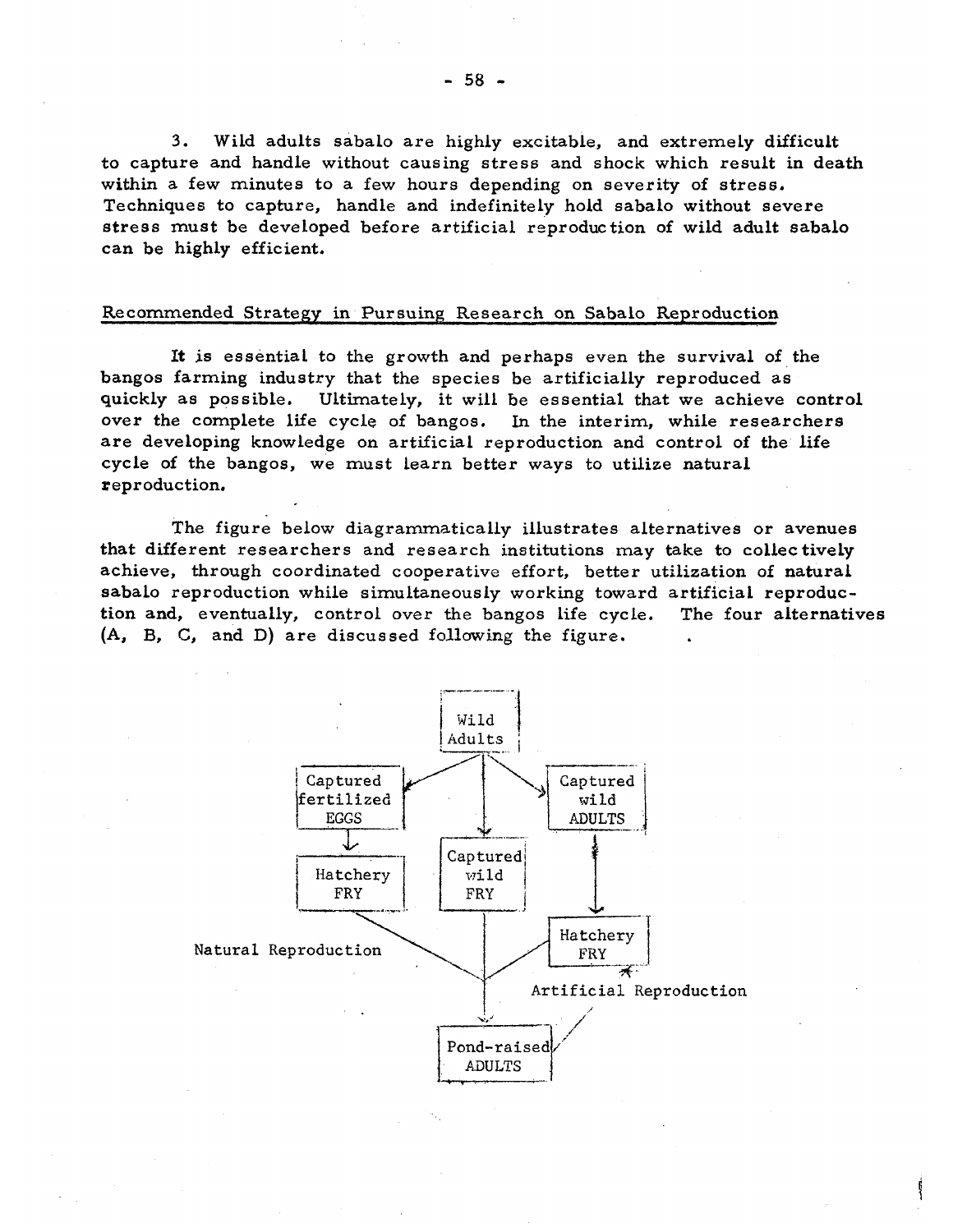3. Wild adults sabalo are highly excitable, and extremely difficult to capture and handle without causing stress and shock which result in death within a few minutes to a few hours depending on severity of stress. Techniques to capture, handle and indefinitely hold sabalo without severe stress must be developed before artificial reproduction of wild adult sabalo can be highly efficient.

## Recommended Strategy in Pursuing Research on Sabalo Reproduction

It is essential to the growth and perhaps even the survival of the bangos farming industry that the species be artificially reproduced as quickly as possible. Ultimately, it will be essential that we achieve control over the complete life cycle of bangos. In the interim, while researchers are developing knowledge on artificial reproduction and control of the life cycle of the bangos, we must learn better ways to utilize natural reproduction.

The figure below diagrammatically illustrates alternatives or avenues that different researchers and research institutions may take to collectively achieve, through coordinated cooperative effort, better utilization of natural sabalo reproduction while simultaneously working toward artificial reproduction and, eventually, control over the bangos life cycle. The four alternatives (A, B, C, and D) are discussed following the figure.

Wild Adults

Captured fertilized EGGS → Hatchery FRY

Captured wild FRY

Captured wild ADULTS → Hatchery FRY

Natural Reproduction

Artificial Reproduction

Pond-raised ADULTS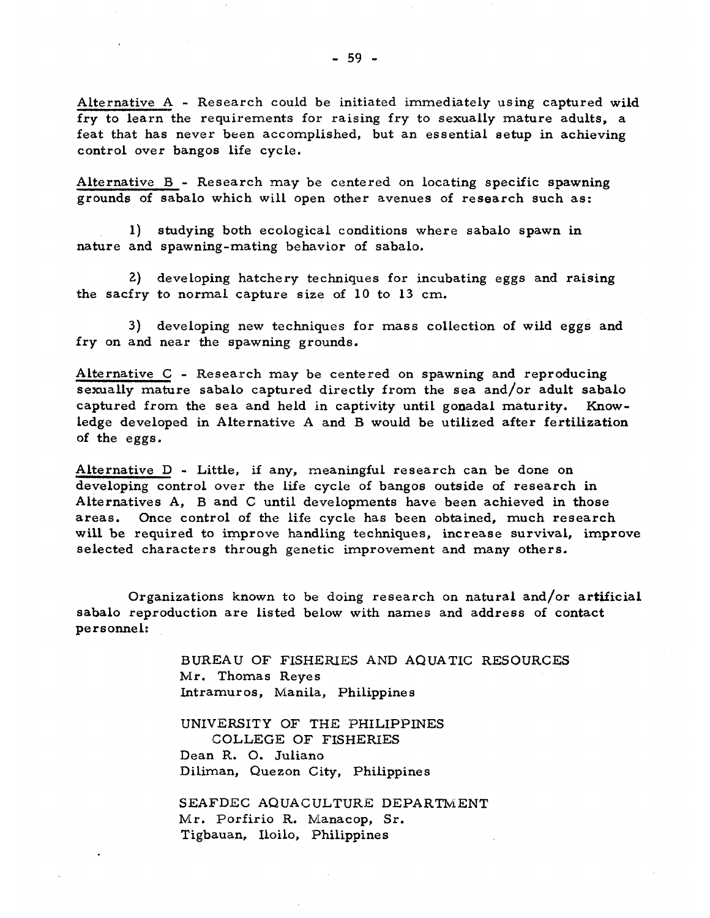Alternative A - Research could be initiated immediately using captured wild fry to learn the requirements for raising fry to sexually mature adults, a feat that has never been accomplished, but an essential setup in achieving control over bangos life cycle.

Alternative B - Research may be centered on locating specific spawning grounds of sabalo which will open other avenues of research such as:

1) studying both ecological conditions where sabalo spawn in nature and spawning-mating behavior of sabalo.

2) developing hatchery techniques for incubating eggs and raising the sacfry to normal capture size of 10 to 13 cm.

3) developing new techniques for mass collection of wild eggs and fry on and near the spawning grounds.

Alternative C - Research may be centered on spawning and reproducing sexually mature sabalo captured directly from the sea and/or adult sabalo captured from the sea and held in captivity until gonadal maturity. Knowledge developed in Alternative A and B would be utilized after fertilization of the eggs.

Alternative D - Little, if any, meaningful research can be done on developing control over the life cycle of bangos outside of research in Alternatives A, B and C until developments have been achieved in those areas. Once control of the life cycle has been obtained, much research will be required to improve handling techniques, increase survival, improve selected characters through genetic improvement and many others.

Organizations known to be doing research on natural and/or artificial sabalo reproduction are listed below with names and address of contact personnel:

BUREAU OF FISHERIES AND AQUATIC RESOURCES
Mr. Thomas Reyes
Intramuros, Manila, Philippines

UNIVERSITY OF THE PHILIPPINES
COLLEGE OF FISHERIES
Dean R. O. Juliano
Diliman, Quezon City, Philippines

SEAFDEC AQUACULTURE DEPARTMENT
Mr. Porfirio R. Manacop, Sr.
Tigbauan, Iloilo, Philippines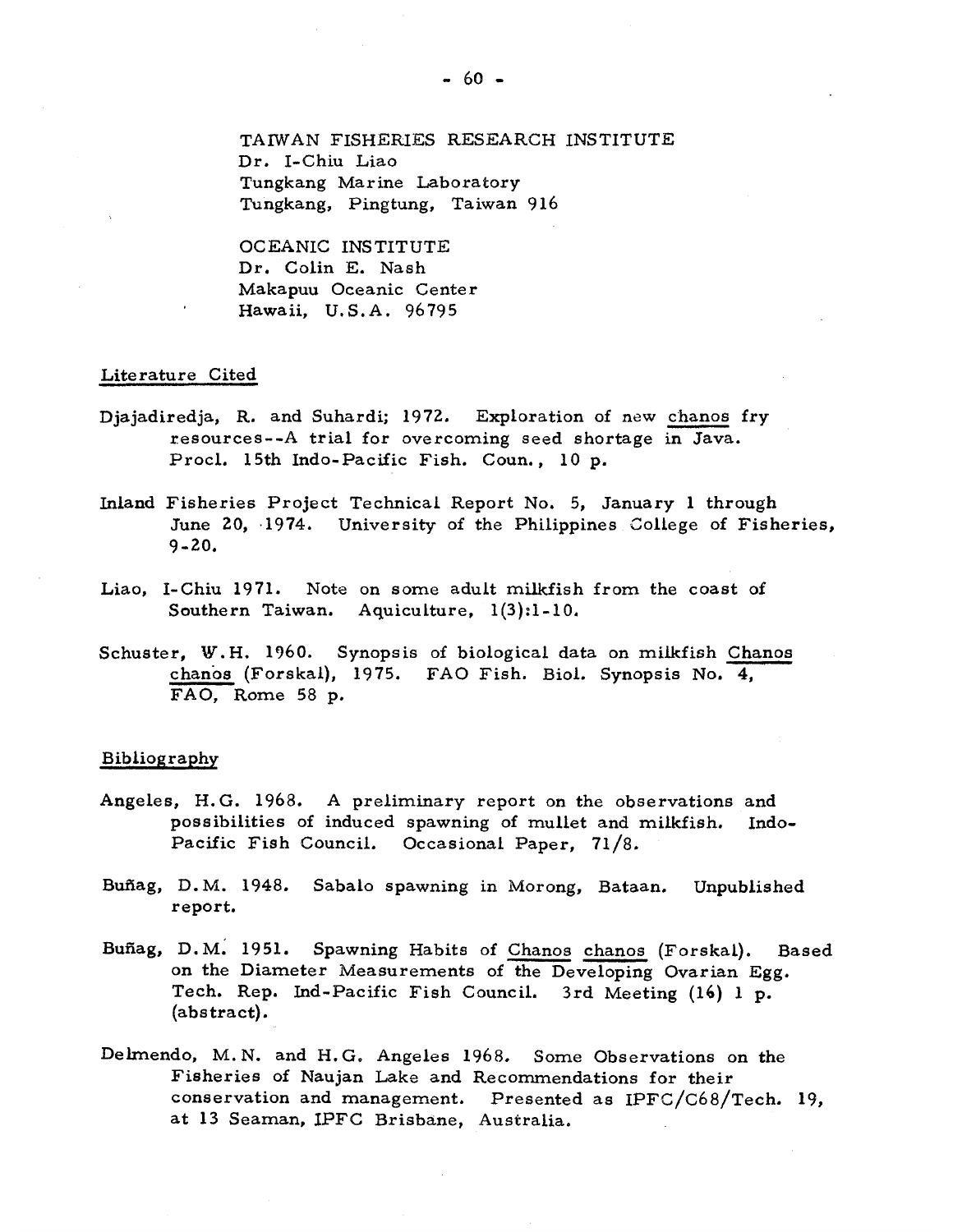TAIWAN FISHERIES RESEARCH INSTITUTE
Dr. I-Chiu Liao
Tungkang Marine Laboratory
Tungkang, Pingtung, Taiwan 916

OCEANIC INSTITUTE
Dr. Colin E. Nash
Makapuu Oceanic Center
Hawaii, U.S.A. 96795

## Literature Cited

Djajadiredja, R. and Suhardi; 1972. Exploration of new chanos fry resources--A trial for overcoming seed shortage in Java. Procl. 15th Indo-Pacific Fish. Coun., 10 p.

Inland Fisheries Project Technical Report No. 5, January 1 through June 20, 1974. University of the Philippines College of Fisheries, 9-20.

Liao, I-Chiu 1971. Note on some adult milkfish from the coast of Southern Taiwan. Aquiculture, 1(3):1-10.

Schuster, W.H. 1960. Synopsis of biological data on milkfish Chanos chanos (Forskal), 1975. FAO Fish. Biol. Synopsis No. 4, FAO, Rome 58 p.

## Bibliography

Angeles, H.G. 1968. A preliminary report on the observations and possibilities of induced spawning of mullet and milkfish. Indo-Pacific Fish Council. Occasional Paper, 71/8.

Buñag, D.M. 1948. Sabalo spawning in Morong, Bataan. Unpublished report.

Buñag, D.M. 1951. Spawning Habits of Chanos chanos (Forskal). Based on the Diameter Measurements of the Developing Ovarian Egg. Tech. Rep. Ind-Pacific Fish Council. 3rd Meeting (16) 1 p. (abstract).

Delmendo, M.N. and H.G. Angeles 1968. Some Observations on the Fisheries of Naujan Lake and Recommendations for their conservation and management. Presented as IPFC/C68/Tech. 19, at 13 Seaman, IPFC Brisbane, Australia.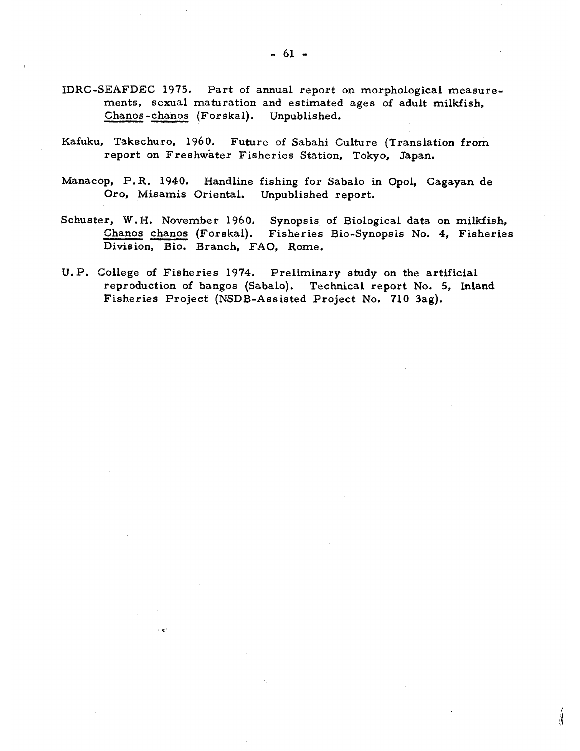IDRC-SEAFDEC 1975. Part of annual report on morphological measurements, sexual maturation and estimated ages of adult milkfish, Chanos-chanos (Forskal). Unpublished.

Kafuku, Takechuro, 1960. Future of Sabahi Culture (Translation from report on Freshwater Fisheries Station, Tokyo, Japan.

Manacop, P.R. 1940. Handline fishing for Sabalo in Opol, Cagayan de Oro, Misamis Oriental. Unpublished report.

Schuster, W.H. November 1960. Synopsis of Biological data on milkfish, Chanos chanos (Forskal). Fisheries Bio-Synopsis No. 4, Fisheries Division, Bio. Branch, FAO, Rome.

U.P. College of Fisheries 1974. Preliminary study on the artificial reproduction of bangos (Sabalo). Technical report No. 5, Inland Fisheries Project (NSDB-Assisted Project No. 710 3ag).